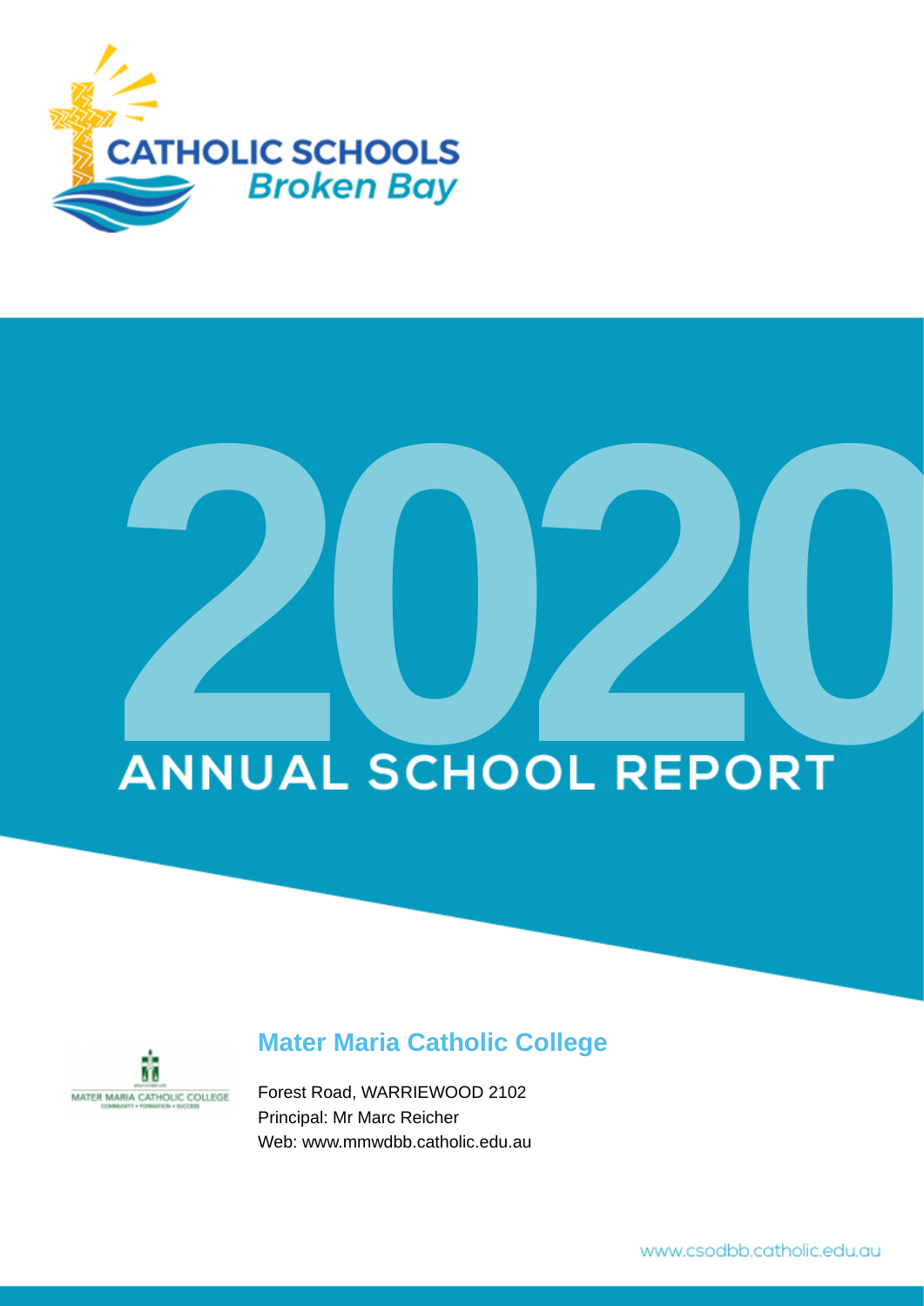CATHOLIC SCHOOLS
*Broken Bay*

# 2020

# ANNUAL SCHOOL REPORT

## Mater Maria Catholic College

Forest Road, WARRIEWOOD 2102
Principal: Mr Marc Reicher
Web: www.mmwdbb.catholic.edu.au

www.csodbb.catholic.edu.au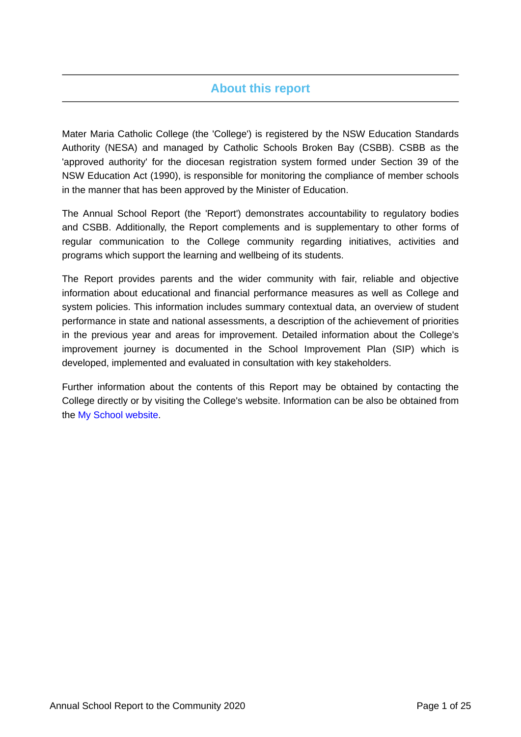# About this report

Mater Maria Catholic College (the 'College') is registered by the NSW Education Standards Authority (NESA) and managed by Catholic Schools Broken Bay (CSBB). CSBB as the 'approved authority' for the diocesan registration system formed under Section 39 of the NSW Education Act (1990), is responsible for monitoring the compliance of member schools in the manner that has been approved by the Minister of Education.

The Annual School Report (the 'Report') demonstrates accountability to regulatory bodies and CSBB. Additionally, the Report complements and is supplementary to other forms of regular communication to the College community regarding initiatives, activities and programs which support the learning and wellbeing of its students.

The Report provides parents and the wider community with fair, reliable and objective information about educational and financial performance measures as well as College and system policies. This information includes summary contextual data, an overview of student performance in state and national assessments, a description of the achievement of priorities in the previous year and areas for improvement. Detailed information about the College's improvement journey is documented in the School Improvement Plan (SIP) which is developed, implemented and evaluated in consultation with key stakeholders.

Further information about the contents of this Report may be obtained by contacting the College directly or by visiting the College's website. Information can be also obtained from the My School website.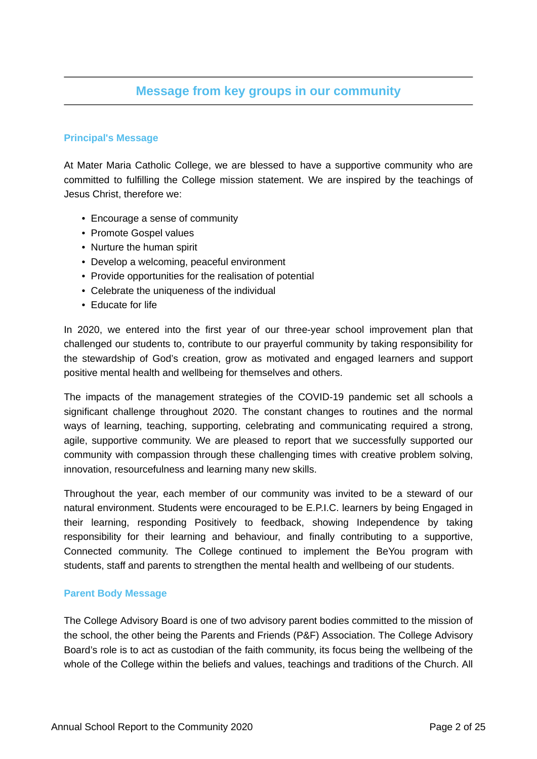## Message from key groups in our community

### Principal's Message

At Mater Maria Catholic College, we are blessed to have a supportive community who are committed to fulfilling the College mission statement. We are inspired by the teachings of Jesus Christ, therefore we:

- Encourage a sense of community
- Promote Gospel values
- Nurture the human spirit
- Develop a welcoming, peaceful environment
- Provide opportunities for the realisation of potential
- Celebrate the uniqueness of the individual
- Educate for life

In 2020, we entered into the first year of our three-year school improvement plan that challenged our students to, contribute to our prayerful community by taking responsibility for the stewardship of God's creation, grow as motivated and engaged learners and support positive mental health and wellbeing for themselves and others.

The impacts of the management strategies of the COVID-19 pandemic set all schools a significant challenge throughout 2020. The constant changes to routines and the normal ways of learning, teaching, supporting, celebrating and communicating required a strong, agile, supportive community. We are pleased to report that we successfully supported our community with compassion through these challenging times with creative problem solving, innovation, resourcefulness and learning many new skills.

Throughout the year, each member of our community was invited to be a steward of our natural environment. Students were encouraged to be E.P.I.C. learners by being Engaged in their learning, responding Positively to feedback, showing Independence by taking responsibility for their learning and behaviour, and finally contributing to a supportive, Connected community. The College continued to implement the BeYou program with students, staff and parents to strengthen the mental health and wellbeing of our students.

### Parent Body Message

The College Advisory Board is one of two advisory parent bodies committed to the mission of the school, the other being the Parents and Friends (P&F) Association. The College Advisory Board's role is to act as custodian of the faith community, its focus being the wellbeing of the whole of the College within the beliefs and values, teachings and traditions of the Church. All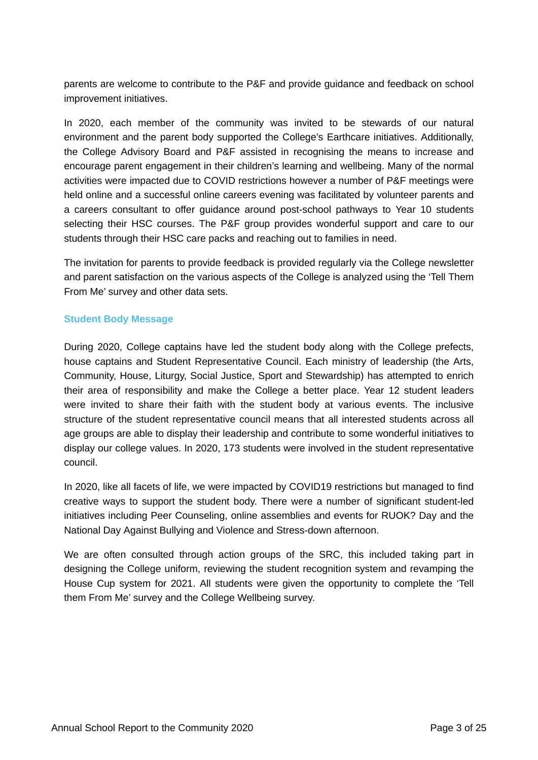parents are welcome to contribute to the P&F and provide guidance and feedback on school improvement initiatives.

In 2020, each member of the community was invited to be stewards of our natural environment and the parent body supported the College's Earthcare initiatives. Additionally, the College Advisory Board and P&F assisted in recognising the means to increase and encourage parent engagement in their children's learning and wellbeing. Many of the normal activities were impacted due to COVID restrictions however a number of P&F meetings were held online and a successful online careers evening was facilitated by volunteer parents and a careers consultant to offer guidance around post-school pathways to Year 10 students selecting their HSC courses. The P&F group provides wonderful support and care to our students through their HSC care packs and reaching out to families in need.

The invitation for parents to provide feedback is provided regularly via the College newsletter and parent satisfaction on the various aspects of the College is analyzed using the 'Tell Them From Me' survey and other data sets.

## Student Body Message

During 2020, College captains have led the student body along with the College prefects, house captains and Student Representative Council. Each ministry of leadership (the Arts, Community, House, Liturgy, Social Justice, Sport and Stewardship) has attempted to enrich their area of responsibility and make the College a better place. Year 12 student leaders were invited to share their faith with the student body at various events. The inclusive structure of the student representative council means that all interested students across all age groups are able to display their leadership and contribute to some wonderful initiatives to display our college values. In 2020, 173 students were involved in the student representative council.

In 2020, like all facets of life, we were impacted by COVID19 restrictions but managed to find creative ways to support the student body. There were a number of significant student-led initiatives including Peer Counseling, online assemblies and events for RUOK? Day and the National Day Against Bullying and Violence and Stress-down afternoon.

We are often consulted through action groups of the SRC, this included taking part in designing the College uniform, reviewing the student recognition system and revamping the House Cup system for 2021. All students were given the opportunity to complete the 'Tell them From Me' survey and the College Wellbeing survey.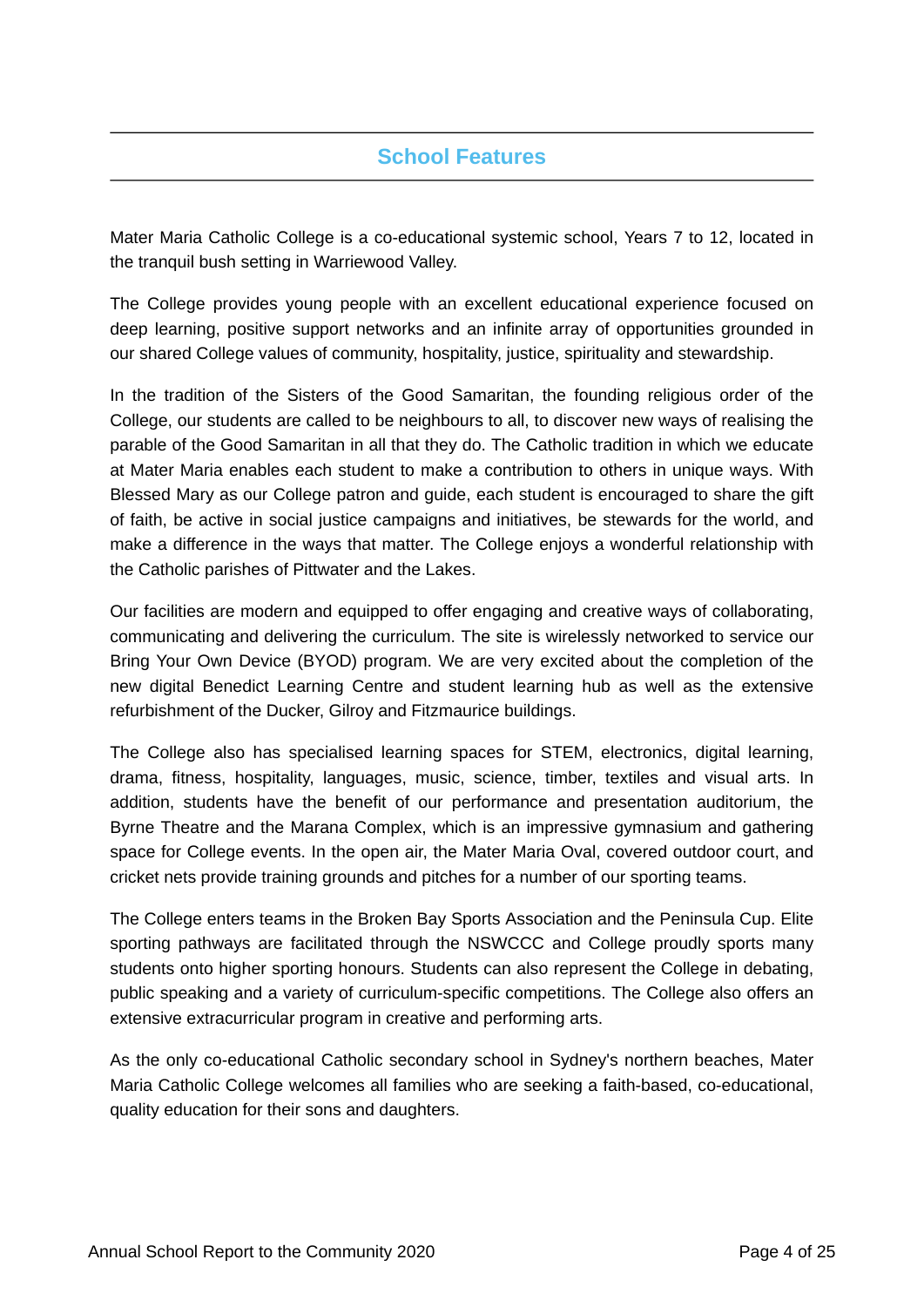## School Features

Mater Maria Catholic College is a co-educational systemic school, Years 7 to 12, located in the tranquil bush setting in Warriewood Valley.

The College provides young people with an excellent educational experience focused on deep learning, positive support networks and an infinite array of opportunities grounded in our shared College values of community, hospitality, justice, spirituality and stewardship.

In the tradition of the Sisters of the Good Samaritan, the founding religious order of the College, our students are called to be neighbours to all, to discover new ways of realising the parable of the Good Samaritan in all that they do. The Catholic tradition in which we educate at Mater Maria enables each student to make a contribution to others in unique ways. With Blessed Mary as our College patron and guide, each student is encouraged to share the gift of faith, be active in social justice campaigns and initiatives, be stewards for the world, and make a difference in the ways that matter. The College enjoys a wonderful relationship with the Catholic parishes of Pittwater and the Lakes.

Our facilities are modern and equipped to offer engaging and creative ways of collaborating, communicating and delivering the curriculum. The site is wirelessly networked to service our Bring Your Own Device (BYOD) program. We are very excited about the completion of the new digital Benedict Learning Centre and student learning hub as well as the extensive refurbishment of the Ducker, Gilroy and Fitzmaurice buildings.

The College also has specialised learning spaces for STEM, electronics, digital learning, drama, fitness, hospitality, languages, music, science, timber, textiles and visual arts. In addition, students have the benefit of our performance and presentation auditorium, the Byrne Theatre and the Marana Complex, which is an impressive gymnasium and gathering space for College events. In the open air, the Mater Maria Oval, covered outdoor court, and cricket nets provide training grounds and pitches for a number of our sporting teams.

The College enters teams in the Broken Bay Sports Association and the Peninsula Cup. Elite sporting pathways are facilitated through the NSWCCC and College proudly sports many students onto higher sporting honours. Students can also represent the College in debating, public speaking and a variety of curriculum-specific competitions. The College also offers an extensive extracurricular program in creative and performing arts.

As the only co-educational Catholic secondary school in Sydney's northern beaches, Mater Maria Catholic College welcomes all families who are seeking a faith-based, co-educational, quality education for their sons and daughters.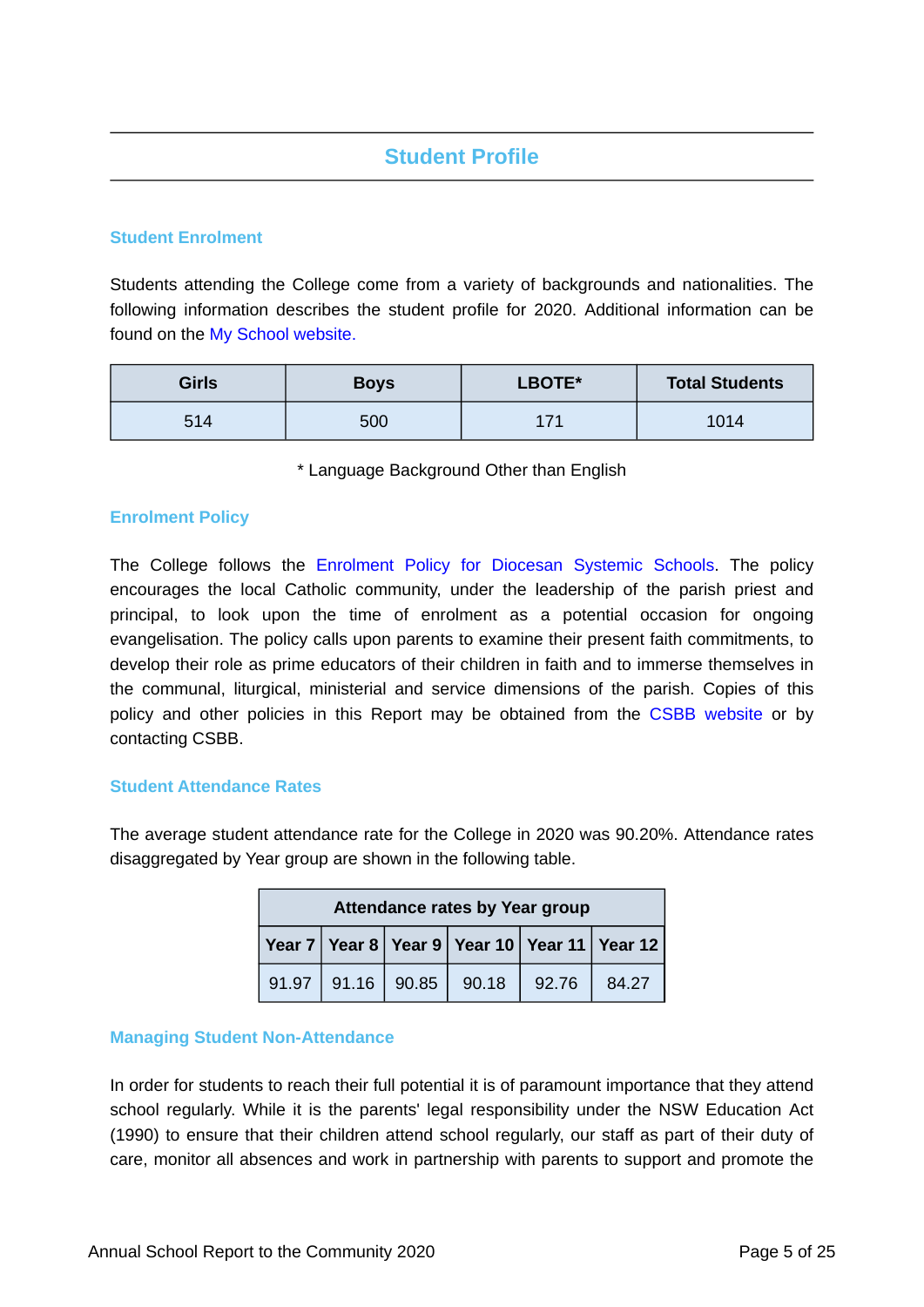# Student Profile

## Student Enrolment

Students attending the College come from a variety of backgrounds and nationalities. The following information describes the student profile for 2020. Additional information can be found on the My School website.

| Girls | Boys | LBOTE* | Total Students |
|---|---|---|---|
| 514 | 500 | 171 | 1014 |

* Language Background Other than English

## Enrolment Policy

The College follows the Enrolment Policy for Diocesan Systemic Schools. The policy encourages the local Catholic community, under the leadership of the parish priest and principal, to look upon the time of enrolment as a potential occasion for ongoing evangelisation. The policy calls upon parents to examine their present faith commitments, to develop their role as prime educators of their children in faith and to immerse themselves in the communal, liturgical, ministerial and service dimensions of the parish. Copies of this policy and other policies in this Report may be obtained from the CSBB website or by contacting CSBB.

## Student Attendance Rates

The average student attendance rate for the College in 2020 was 90.20%. Attendance rates disaggregated by Year group are shown in the following table.

| Attendance rates by Year group | | | | | |
|---|---|---|---|---|---|
| Year 7 | Year 8 | Year 9 | Year 10 | Year 11 | Year 12 |
| 91.97 | 91.16 | 90.85 | 90.18 | 92.76 | 84.27 |

## Managing Student Non-Attendance

In order for students to reach their full potential it is of paramount importance that they attend school regularly. While it is the parents' legal responsibility under the NSW Education Act (1990) to ensure that their children attend school regularly, our staff as part of their duty of care, monitor all absences and work in partnership with parents to support and promote the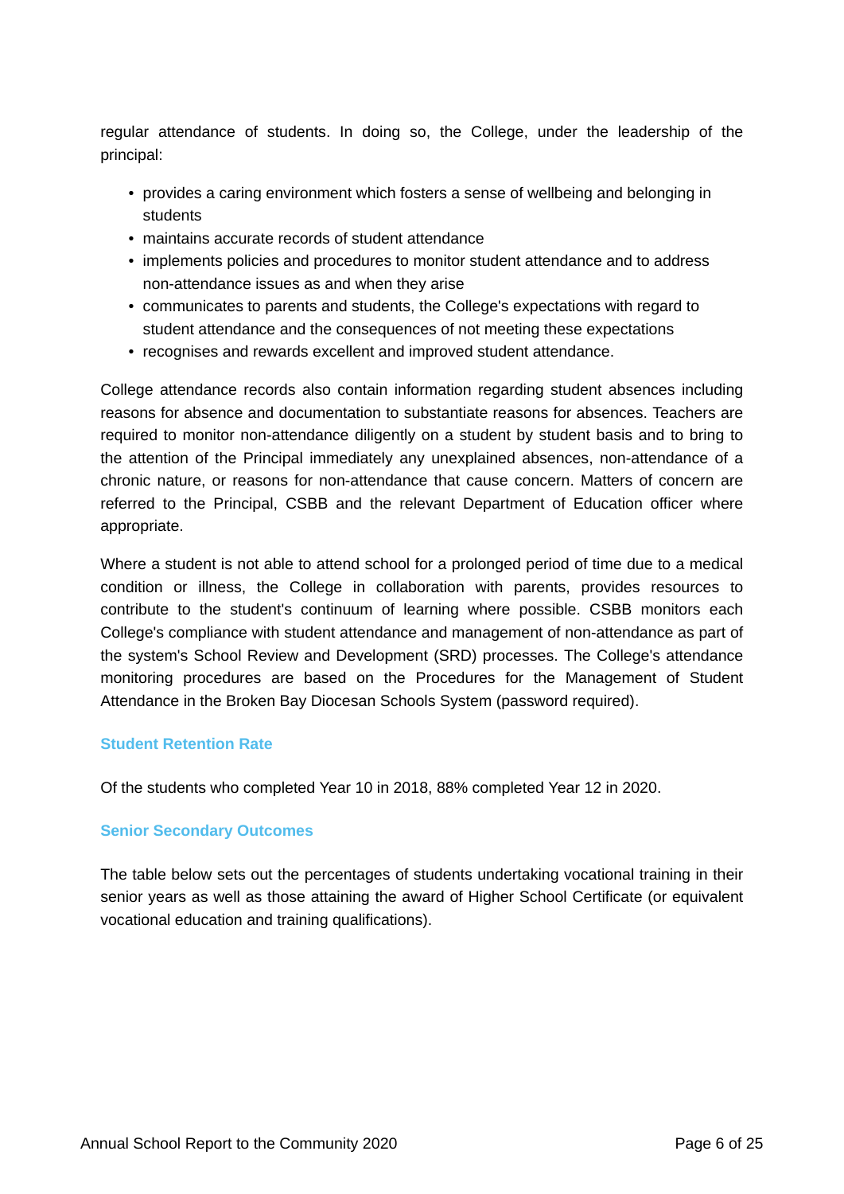regular attendance of students. In doing so, the College, under the leadership of the principal:

- provides a caring environment which fosters a sense of wellbeing and belonging in students
- maintains accurate records of student attendance
- implements policies and procedures to monitor student attendance and to address non-attendance issues as and when they arise
- communicates to parents and students, the College's expectations with regard to student attendance and the consequences of not meeting these expectations
- recognises and rewards excellent and improved student attendance.

College attendance records also contain information regarding student absences including reasons for absence and documentation to substantiate reasons for absences. Teachers are required to monitor non-attendance diligently on a student by student basis and to bring to the attention of the Principal immediately any unexplained absences, non-attendance of a chronic nature, or reasons for non-attendance that cause concern. Matters of concern are referred to the Principal, CSBB and the relevant Department of Education officer where appropriate.

Where a student is not able to attend school for a prolonged period of time due to a medical condition or illness, the College in collaboration with parents, provides resources to contribute to the student's continuum of learning where possible. CSBB monitors each College's compliance with student attendance and management of non-attendance as part of the system's School Review and Development (SRD) processes. The College's attendance monitoring procedures are based on the Procedures for the Management of Student Attendance in the Broken Bay Diocesan Schools System (password required).

## Student Retention Rate

Of the students who completed Year 10 in 2018, 88% completed Year 12 in 2020.

## Senior Secondary Outcomes

The table below sets out the percentages of students undertaking vocational training in their senior years as well as those attaining the award of Higher School Certificate (or equivalent vocational education and training qualifications).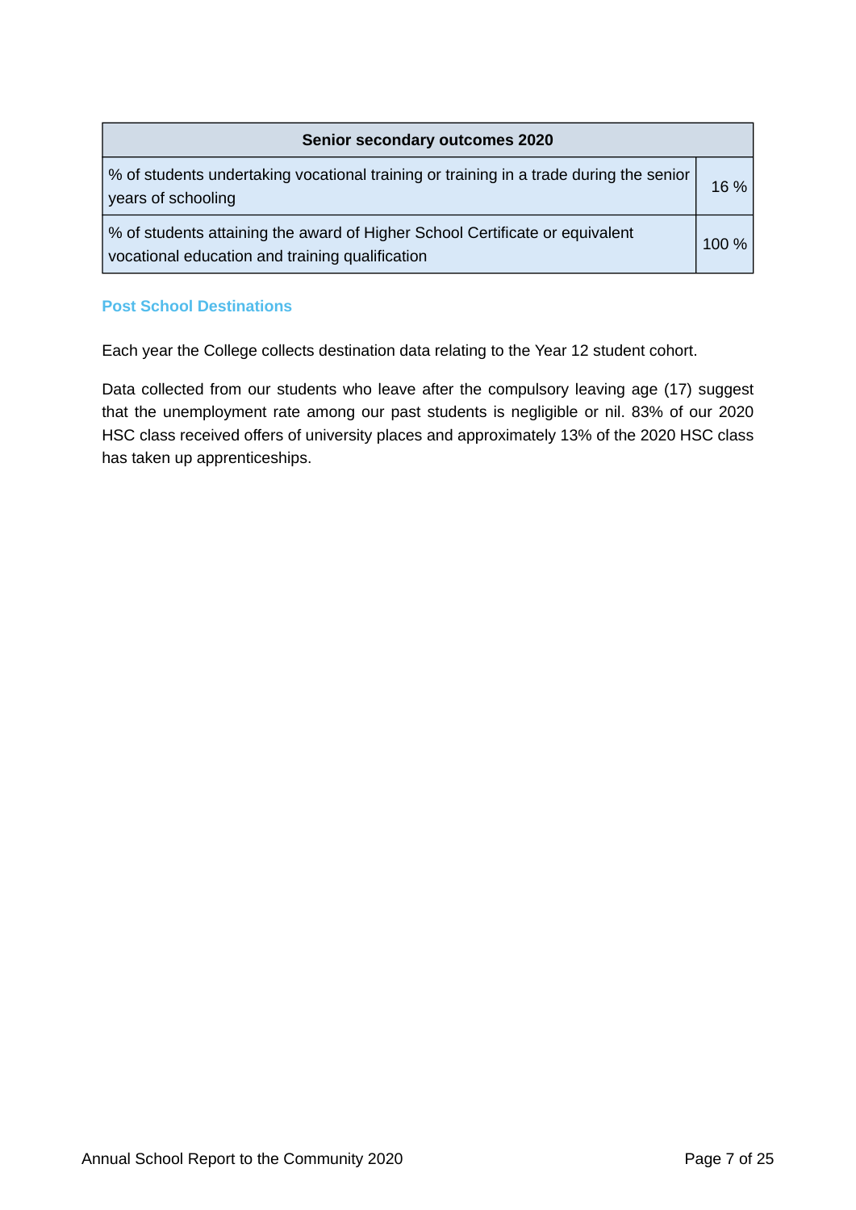| Senior secondary outcomes 2020 | |
|---|---|
| % of students undertaking vocational training or training in a trade during the senior years of schooling | 16 % |
| % of students attaining the award of Higher School Certificate or equivalent vocational education and training qualification | 100 % |

## Post School Destinations

Each year the College collects destination data relating to the Year 12 student cohort.

Data collected from our students who leave after the compulsory leaving age (17) suggest that the unemployment rate among our past students is negligible or nil. 83% of our 2020 HSC class received offers of university places and approximately 13% of the 2020 HSC class has taken up apprenticeships.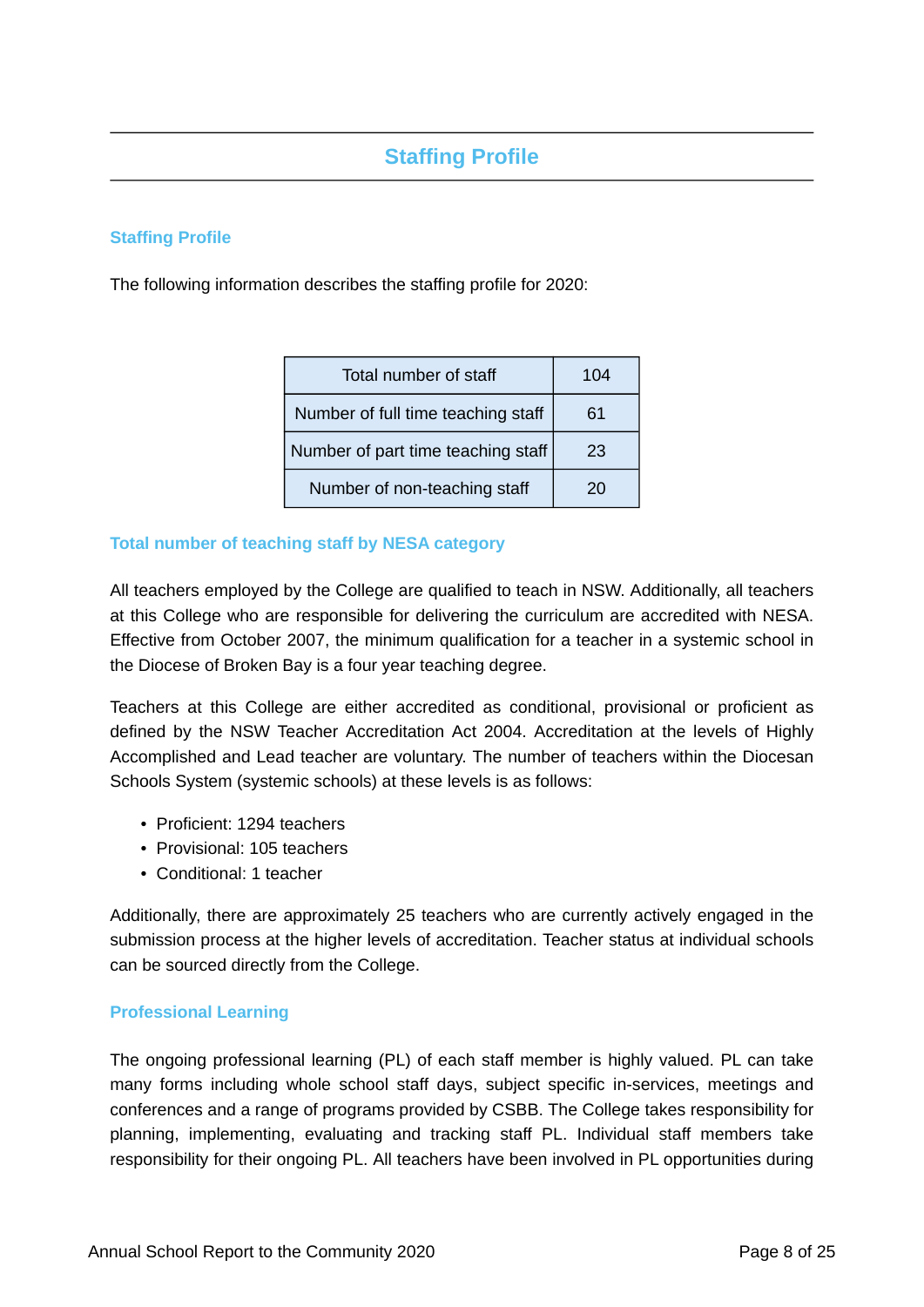# Staffing Profile

## Staffing Profile

The following information describes the staffing profile for 2020:

| Total number of staff | 104 |
|---|---|
| Number of full time teaching staff | 61 |
| Number of part time teaching staff | 23 |
| Number of non-teaching staff | 20 |

## Total number of teaching staff by NESA category

All teachers employed by the College are qualified to teach in NSW. Additionally, all teachers at this College who are responsible for delivering the curriculum are accredited with NESA. Effective from October 2007, the minimum qualification for a teacher in a systemic school in the Diocese of Broken Bay is a four year teaching degree.

Teachers at this College are either accredited as conditional, provisional or proficient as defined by the NSW Teacher Accreditation Act 2004. Accreditation at the levels of Highly Accomplished and Lead teacher are voluntary. The number of teachers within the Diocesan Schools System (systemic schools) at these levels is as follows:

- Proficient: 1294 teachers
- Provisional: 105 teachers
- Conditional: 1 teacher

Additionally, there are approximately 25 teachers who are currently actively engaged in the submission process at the higher levels of accreditation. Teacher status at individual schools can be sourced directly from the College.

## Professional Learning

The ongoing professional learning (PL) of each staff member is highly valued. PL can take many forms including whole school staff days, subject specific in-services, meetings and conferences and a range of programs provided by CSBB. The College takes responsibility for planning, implementing, evaluating and tracking staff PL. Individual staff members take responsibility for their ongoing PL. All teachers have been involved in PL opportunities during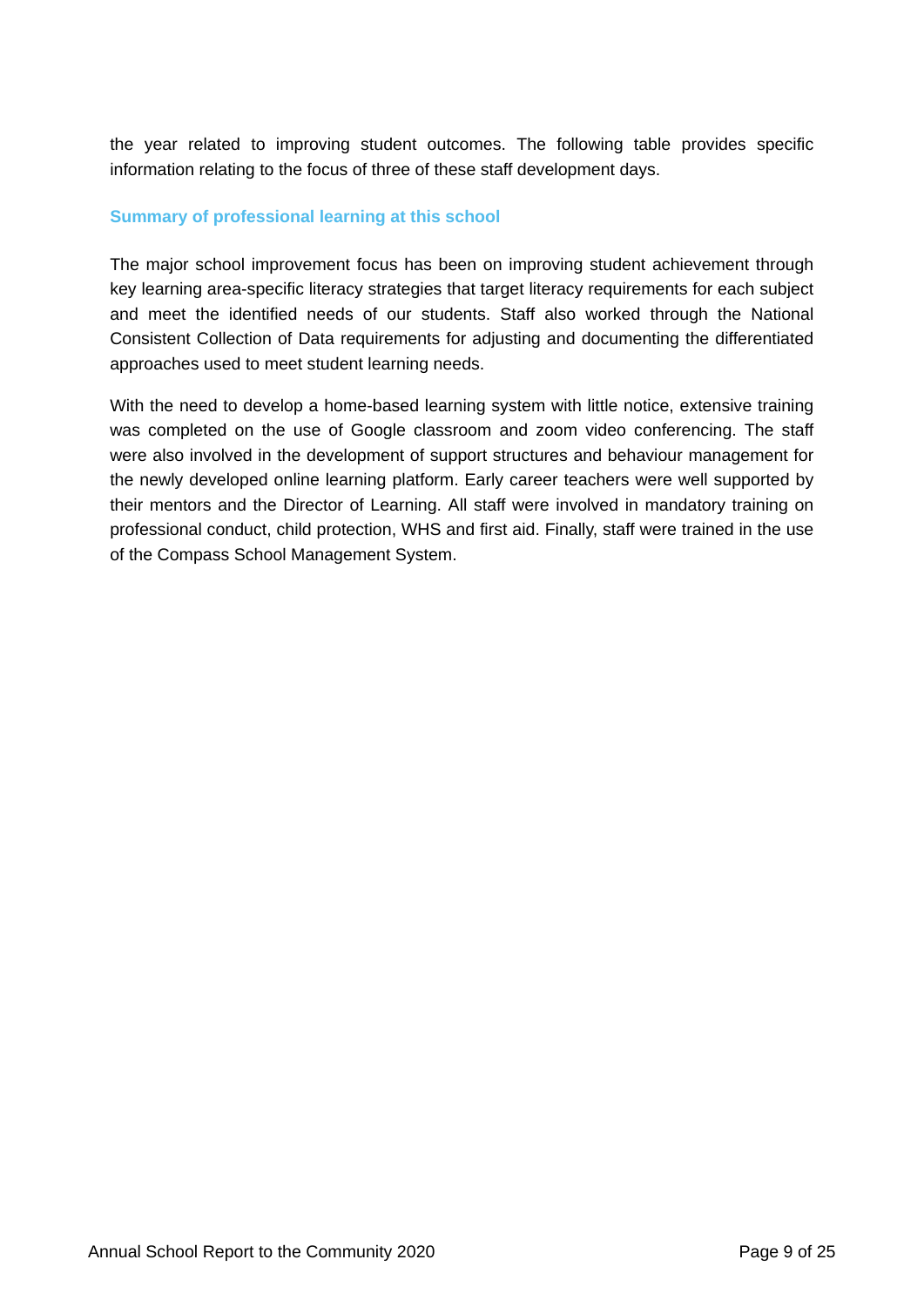the year related to improving student outcomes. The following table provides specific information relating to the focus of three of these staff development days.

### Summary of professional learning at this school

The major school improvement focus has been on improving student achievement through key learning area-specific literacy strategies that target literacy requirements for each subject and meet the identified needs of our students. Staff also worked through the National Consistent Collection of Data requirements for adjusting and documenting the differentiated approaches used to meet student learning needs.

With the need to develop a home-based learning system with little notice, extensive training was completed on the use of Google classroom and zoom video conferencing. The staff were also involved in the development of support structures and behaviour management for the newly developed online learning platform. Early career teachers were well supported by their mentors and the Director of Learning. All staff were involved in mandatory training on professional conduct, child protection, WHS and first aid. Finally, staff were trained in the use of the Compass School Management System.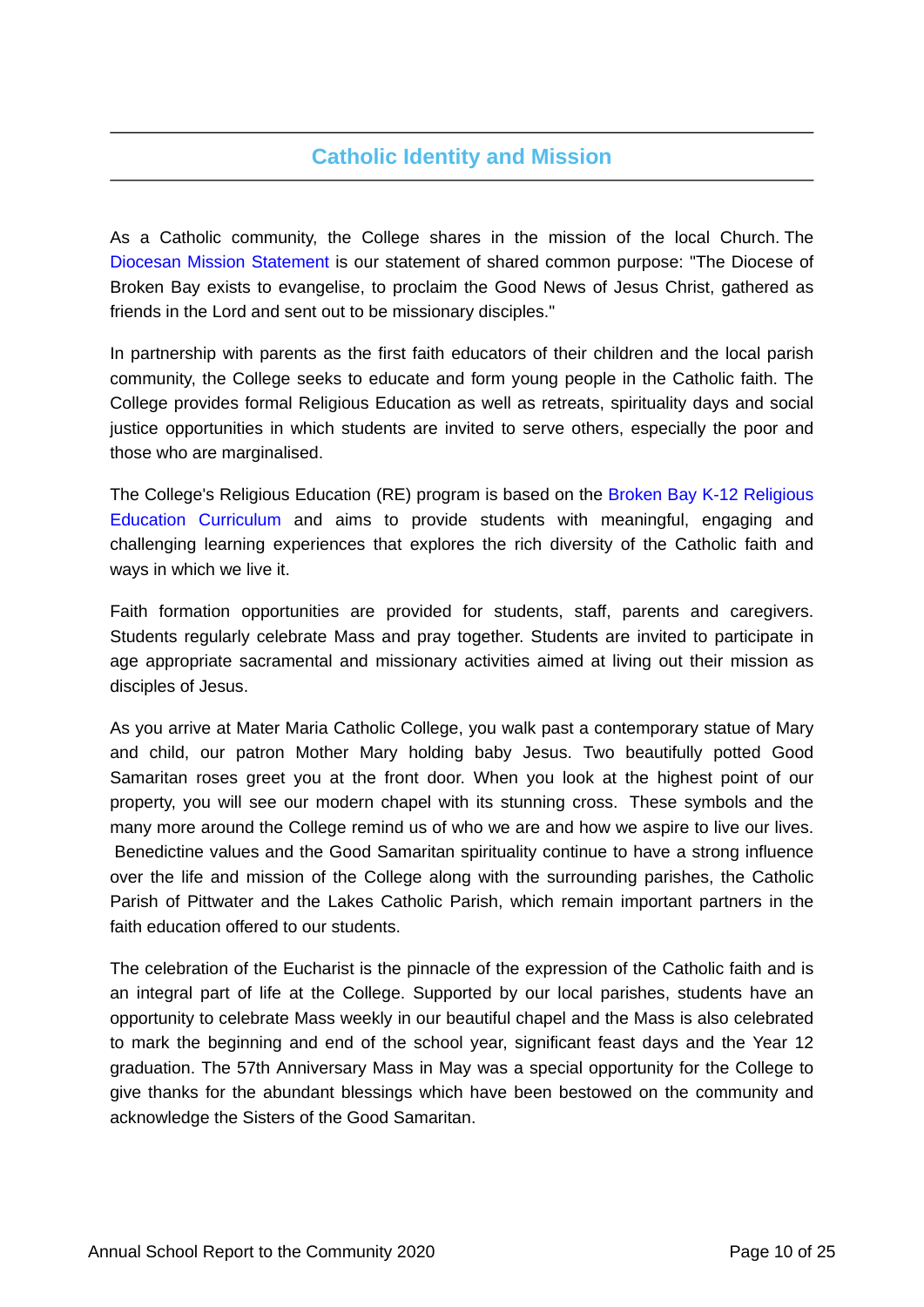## Catholic Identity and Mission

As a Catholic community, the College shares in the mission of the local Church. The Diocesan Mission Statement is our statement of shared common purpose: "The Diocese of Broken Bay exists to evangelise, to proclaim the Good News of Jesus Christ, gathered as friends in the Lord and sent out to be missionary disciples."

In partnership with parents as the first faith educators of their children and the local parish community, the College seeks to educate and form young people in the Catholic faith. The College provides formal Religious Education as well as retreats, spirituality days and social justice opportunities in which students are invited to serve others, especially the poor and those who are marginalised.

The College's Religious Education (RE) program is based on the Broken Bay K-12 Religious Education Curriculum and aims to provide students with meaningful, engaging and challenging learning experiences that explores the rich diversity of the Catholic faith and ways in which we live it.

Faith formation opportunities are provided for students, staff, parents and caregivers. Students regularly celebrate Mass and pray together. Students are invited to participate in age appropriate sacramental and missionary activities aimed at living out their mission as disciples of Jesus.

As you arrive at Mater Maria Catholic College, you walk past a contemporary statue of Mary and child, our patron Mother Mary holding baby Jesus. Two beautifully potted Good Samaritan roses greet you at the front door. When you look at the highest point of our property, you will see our modern chapel with its stunning cross. These symbols and the many more around the College remind us of who we are and how we aspire to live our lives. Benedictine values and the Good Samaritan spirituality continue to have a strong influence over the life and mission of the College along with the surrounding parishes, the Catholic Parish of Pittwater and the Lakes Catholic Parish, which remain important partners in the faith education offered to our students.

The celebration of the Eucharist is the pinnacle of the expression of the Catholic faith and is an integral part of life at the College. Supported by our local parishes, students have an opportunity to celebrate Mass weekly in our beautiful chapel and the Mass is also celebrated to mark the beginning and end of the school year, significant feast days and the Year 12 graduation. The 57th Anniversary Mass in May was a special opportunity for the College to give thanks for the abundant blessings which have been bestowed on the community and acknowledge the Sisters of the Good Samaritan.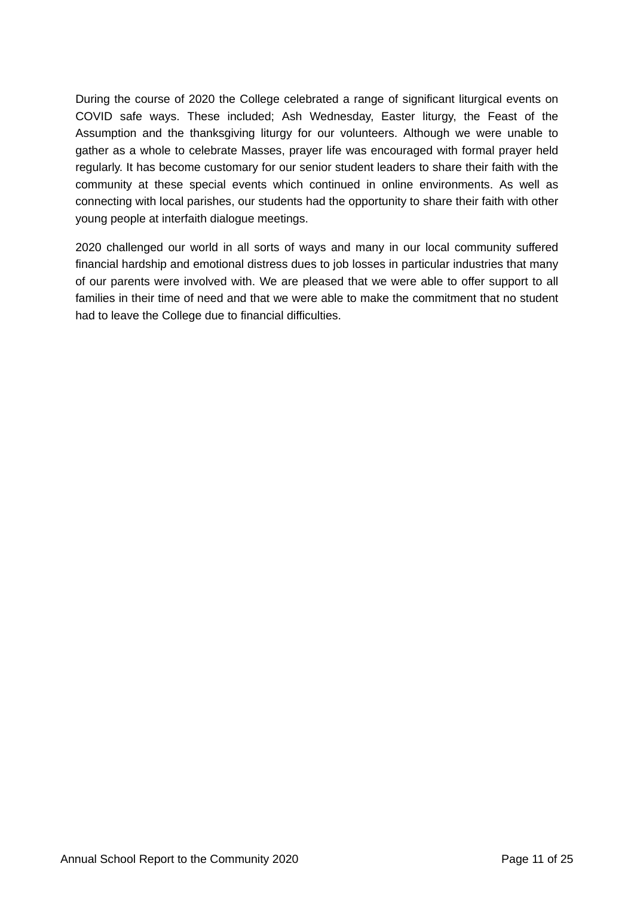During the course of 2020 the College celebrated a range of significant liturgical events on COVID safe ways. These included; Ash Wednesday, Easter liturgy, the Feast of the Assumption and the thanksgiving liturgy for our volunteers. Although we were unable to gather as a whole to celebrate Masses, prayer life was encouraged with formal prayer held regularly. It has become customary for our senior student leaders to share their faith with the community at these special events which continued in online environments. As well as connecting with local parishes, our students had the opportunity to share their faith with other young people at interfaith dialogue meetings.

2020 challenged our world in all sorts of ways and many in our local community suffered financial hardship and emotional distress dues to job losses in particular industries that many of our parents were involved with. We are pleased that we were able to offer support to all families in their time of need and that we were able to make the commitment that no student had to leave the College due to financial difficulties.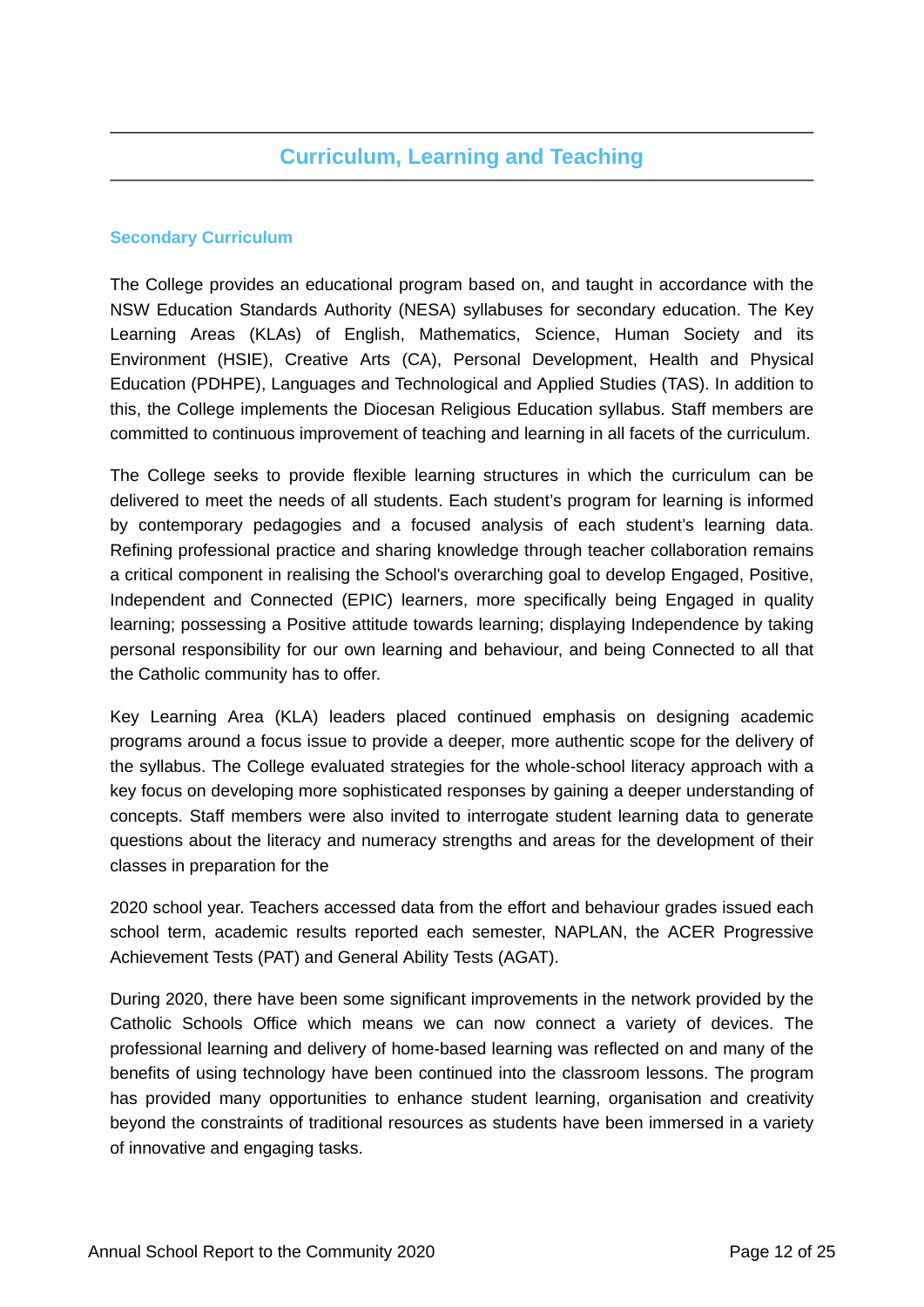# Curriculum, Learning and Teaching

## Secondary Curriculum

The College provides an educational program based on, and taught in accordance with the NSW Education Standards Authority (NESA) syllabuses for secondary education. The Key Learning Areas (KLAs) of English, Mathematics, Science, Human Society and its Environment (HSIE), Creative Arts (CA), Personal Development, Health and Physical Education (PDHPE), Languages and Technological and Applied Studies (TAS). In addition to this, the College implements the Diocesan Religious Education syllabus. Staff members are committed to continuous improvement of teaching and learning in all facets of the curriculum.

The College seeks to provide flexible learning structures in which the curriculum can be delivered to meet the needs of all students. Each student's program for learning is informed by contemporary pedagogies and a focused analysis of each student's learning data. Refining professional practice and sharing knowledge through teacher collaboration remains a critical component in realising the School's overarching goal to develop Engaged, Positive, Independent and Connected (EPIC) learners, more specifically being Engaged in quality learning; possessing a Positive attitude towards learning; displaying Independence by taking personal responsibility for our own learning and behaviour, and being Connected to all that the Catholic community has to offer.

Key Learning Area (KLA) leaders placed continued emphasis on designing academic programs around a focus issue to provide a deeper, more authentic scope for the delivery of the syllabus. The College evaluated strategies for the whole-school literacy approach with a key focus on developing more sophisticated responses by gaining a deeper understanding of concepts. Staff members were also invited to interrogate student learning data to generate questions about the literacy and numeracy strengths and areas for the development of their classes in preparation for the

2020 school year. Teachers accessed data from the effort and behaviour grades issued each school term, academic results reported each semester, NAPLAN, the ACER Progressive Achievement Tests (PAT) and General Ability Tests (AGAT).

During 2020, there have been some significant improvements in the network provided by the Catholic Schools Office which means we can now connect a variety of devices. The professional learning and delivery of home-based learning was reflected on and many of the benefits of using technology have been continued into the classroom lessons. The program has provided many opportunities to enhance student learning, organisation and creativity beyond the constraints of traditional resources as students have been immersed in a variety of innovative and engaging tasks.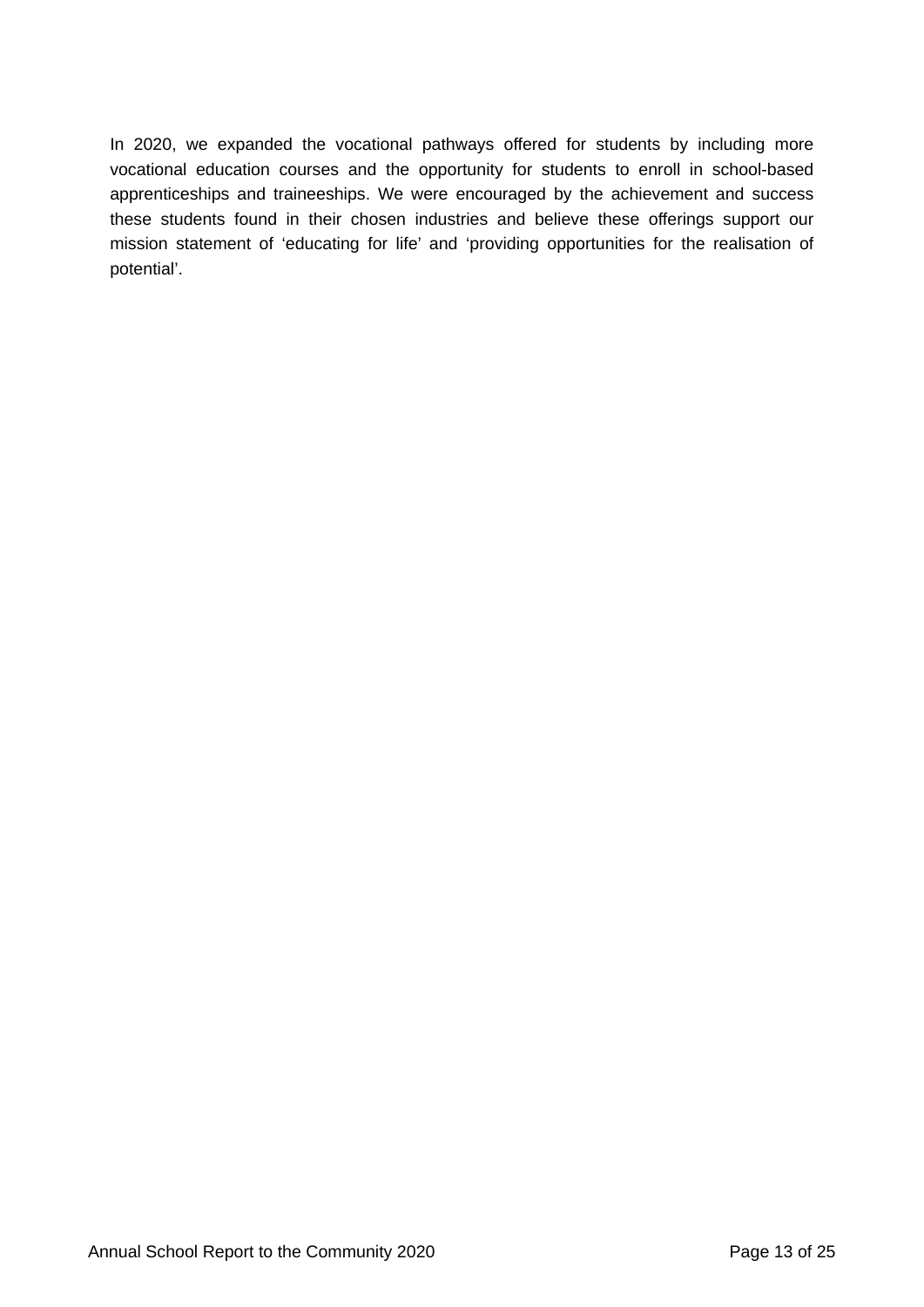In 2020, we expanded the vocational pathways offered for students by including more vocational education courses and the opportunity for students to enroll in school-based apprenticeships and traineeships. We were encouraged by the achievement and success these students found in their chosen industries and believe these offerings support our mission statement of 'educating for life' and 'providing opportunities for the realisation of potential'.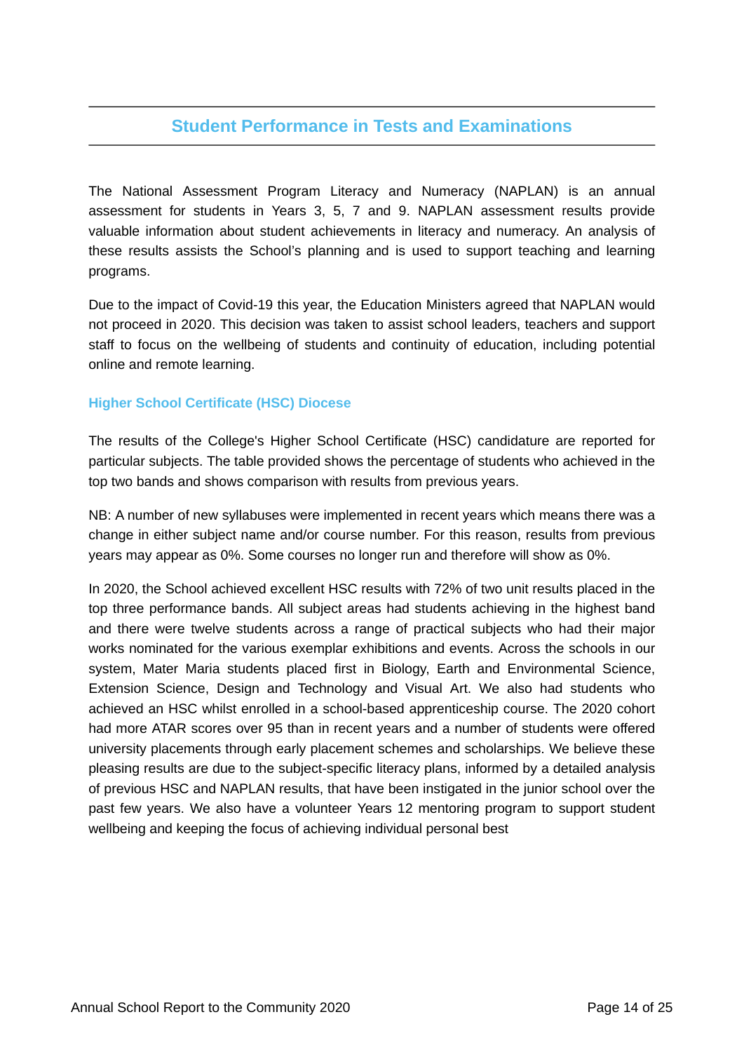## Student Performance in Tests and Examinations

The National Assessment Program Literacy and Numeracy (NAPLAN) is an annual assessment for students in Years 3, 5, 7 and 9. NAPLAN assessment results provide valuable information about student achievements in literacy and numeracy. An analysis of these results assists the School's planning and is used to support teaching and learning programs.

Due to the impact of Covid-19 this year, the Education Ministers agreed that NAPLAN would not proceed in 2020. This decision was taken to assist school leaders, teachers and support staff to focus on the wellbeing of students and continuity of education, including potential online and remote learning.

### Higher School Certificate (HSC) Diocese

The results of the College's Higher School Certificate (HSC) candidature are reported for particular subjects. The table provided shows the percentage of students who achieved in the top two bands and shows comparison with results from previous years.

NB: A number of new syllabuses were implemented in recent years which means there was a change in either subject name and/or course number. For this reason, results from previous years may appear as 0%. Some courses no longer run and therefore will show as 0%.

In 2020, the School achieved excellent HSC results with 72% of two unit results placed in the top three performance bands. All subject areas had students achieving in the highest band and there were twelve students across a range of practical subjects who had their major works nominated for the various exemplar exhibitions and events. Across the schools in our system, Mater Maria students placed first in Biology, Earth and Environmental Science, Extension Science, Design and Technology and Visual Art. We also had students who achieved an HSC whilst enrolled in a school-based apprenticeship course. The 2020 cohort had more ATAR scores over 95 than in recent years and a number of students were offered university placements through early placement schemes and scholarships. We believe these pleasing results are due to the subject-specific literacy plans, informed by a detailed analysis of previous HSC and NAPLAN results, that have been instigated in the junior school over the past few years. We also have a volunteer Years 12 mentoring program to support student wellbeing and keeping the focus of achieving individual personal best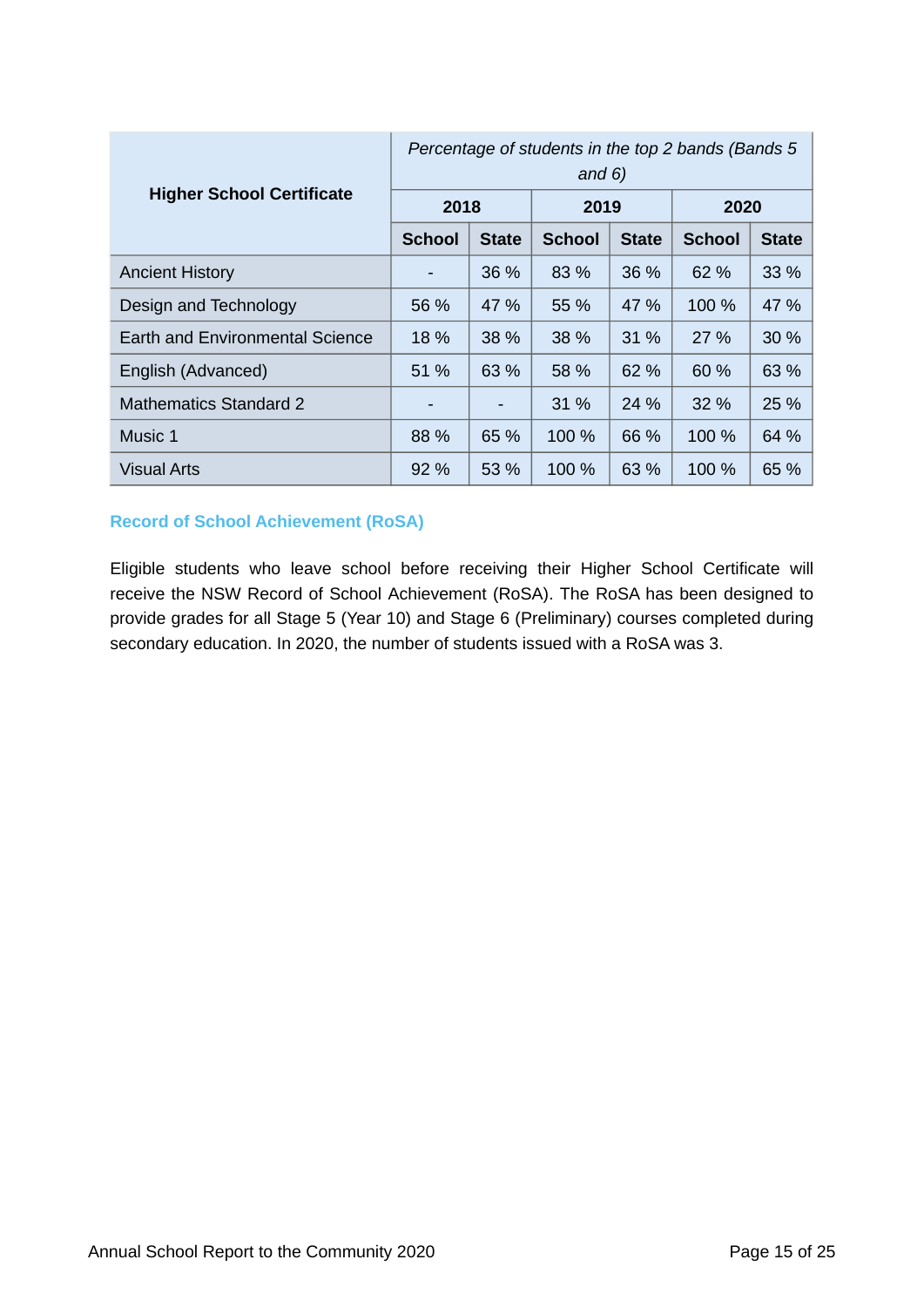| Higher School Certificate | *Percentage of students in the top 2 bands (Bands 5 and 6)* | | | | | |
|---|---|---|---|---|---|---|
| | 2018 | | 2019 | | 2020 | |
| | School | State | School | State | School | State |
| Ancient History | - | 36 % | 83 % | 36 % | 62 % | 33 % |
| Design and Technology | 56 % | 47 % | 55 % | 47 % | 100 % | 47 % |
| Earth and Environmental Science | 18 % | 38 % | 38 % | 31 % | 27 % | 30 % |
| English (Advanced) | 51 % | 63 % | 58 % | 62 % | 60 % | 63 % |
| Mathematics Standard 2 | - | - | 31 % | 24 % | 32 % | 25 % |
| Music 1 | 88 % | 65 % | 100 % | 66 % | 100 % | 64 % |
| Visual Arts | 92 % | 53 % | 100 % | 63 % | 100 % | 65 % |

## Record of School Achievement (RoSA)

Eligible students who leave school before receiving their Higher School Certificate will receive the NSW Record of School Achievement (RoSA). The RoSA has been designed to provide grades for all Stage 5 (Year 10) and Stage 6 (Preliminary) courses completed during secondary education. In 2020, the number of students issued with a RoSA was 3.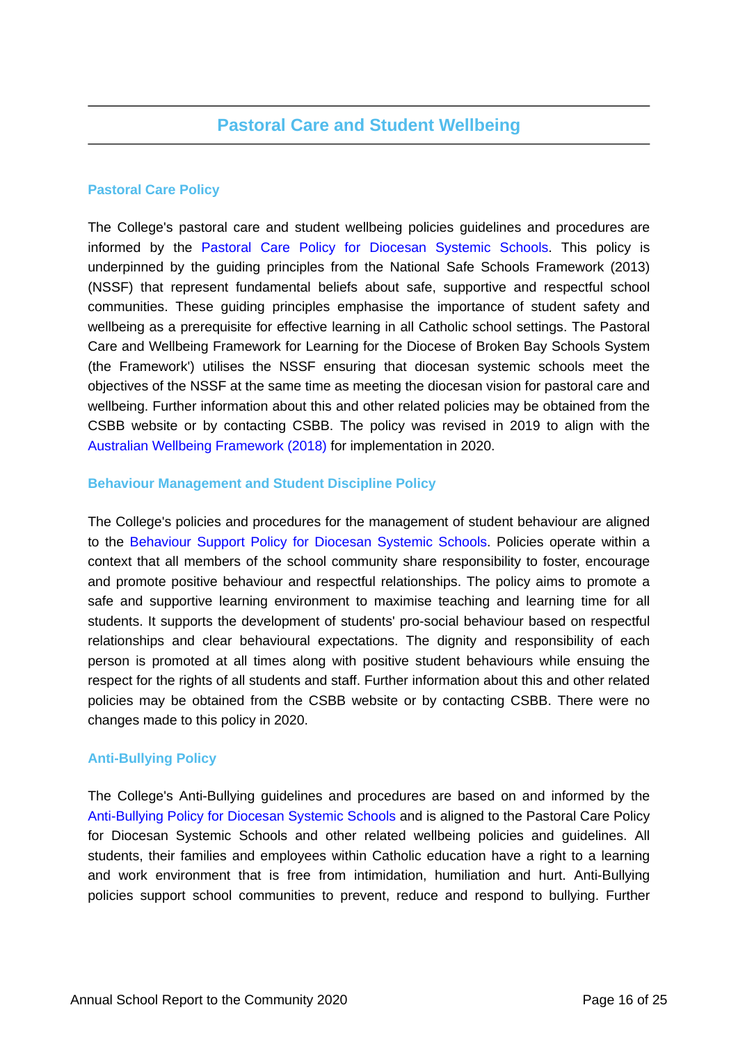# Pastoral Care and Student Wellbeing

## Pastoral Care Policy

The College's pastoral care and student wellbeing policies guidelines and procedures are informed by the Pastoral Care Policy for Diocesan Systemic Schools. This policy is underpinned by the guiding principles from the National Safe Schools Framework (2013) (NSSF) that represent fundamental beliefs about safe, supportive and respectful school communities. These guiding principles emphasise the importance of student safety and wellbeing as a prerequisite for effective learning in all Catholic school settings. The Pastoral Care and Wellbeing Framework for Learning for the Diocese of Broken Bay Schools System (the Framework') utilises the NSSF ensuring that diocesan systemic schools meet the objectives of the NSSF at the same time as meeting the diocesan vision for pastoral care and wellbeing. Further information about this and other related policies may be obtained from the CSBB website or by contacting CSBB. The policy was revised in 2019 to align with the Australian Wellbeing Framework (2018) for implementation in 2020.

## Behaviour Management and Student Discipline Policy

The College's policies and procedures for the management of student behaviour are aligned to the Behaviour Support Policy for Diocesan Systemic Schools. Policies operate within a context that all members of the school community share responsibility to foster, encourage and promote positive behaviour and respectful relationships. The policy aims to promote a safe and supportive learning environment to maximise teaching and learning time for all students. It supports the development of students' pro-social behaviour based on respectful relationships and clear behavioural expectations. The dignity and responsibility of each person is promoted at all times along with positive student behaviours while ensuing the respect for the rights of all students and staff. Further information about this and other related policies may be obtained from the CSBB website or by contacting CSBB. There were no changes made to this policy in 2020.

## Anti-Bullying Policy

The College's Anti-Bullying guidelines and procedures are based on and informed by the Anti-Bullying Policy for Diocesan Systemic Schools and is aligned to the Pastoral Care Policy for Diocesan Systemic Schools and other related wellbeing policies and guidelines. All students, their families and employees within Catholic education have a right to a learning and work environment that is free from intimidation, humiliation and hurt. Anti-Bullying policies support school communities to prevent, reduce and respond to bullying. Further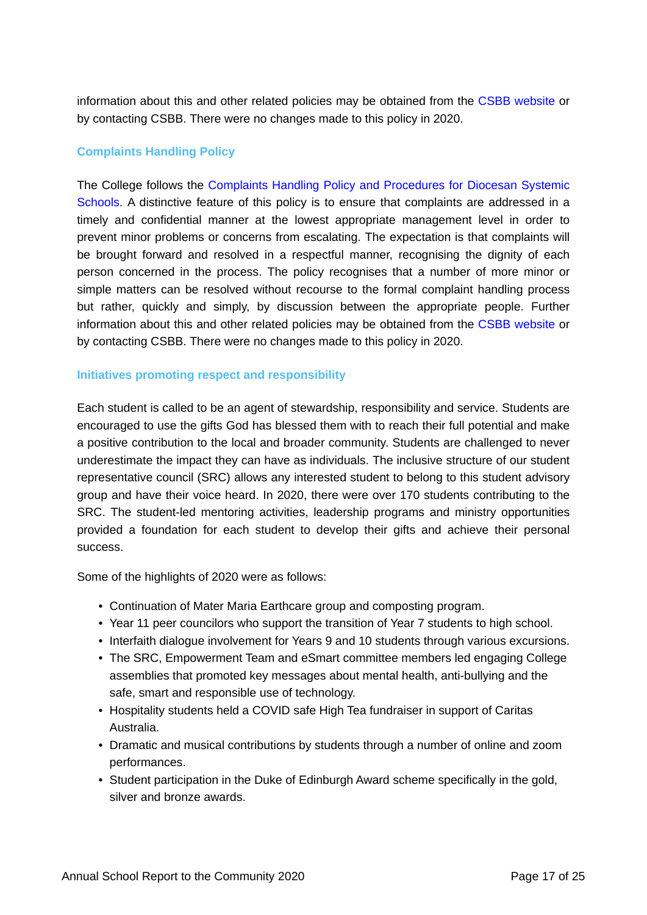information about this and other related policies may be obtained from the CSBB website or by contacting CSBB. There were no changes made to this policy in 2020.

### Complaints Handling Policy

The College follows the Complaints Handling Policy and Procedures for Diocesan Systemic Schools. A distinctive feature of this policy is to ensure that complaints are addressed in a timely and confidential manner at the lowest appropriate management level in order to prevent minor problems or concerns from escalating. The expectation is that complaints will be brought forward and resolved in a respectful manner, recognising the dignity of each person concerned in the process. The policy recognises that a number of more minor or simple matters can be resolved without recourse to the formal complaint handling process but rather, quickly and simply, by discussion between the appropriate people. Further information about this and other related policies may be obtained from the CSBB website or by contacting CSBB. There were no changes made to this policy in 2020.

### Initiatives promoting respect and responsibility

Each student is called to be an agent of stewardship, responsibility and service. Students are encouraged to use the gifts God has blessed them with to reach their full potential and make a positive contribution to the local and broader community. Students are challenged to never underestimate the impact they can have as individuals. The inclusive structure of our student representative council (SRC) allows any interested student to belong to this student advisory group and have their voice heard. In 2020, there were over 170 students contributing to the SRC. The student-led mentoring activities, leadership programs and ministry opportunities provided a foundation for each student to develop their gifts and achieve their personal success.

Some of the highlights of 2020 were as follows:

- Continuation of Mater Maria Earthcare group and composting program.
- Year 11 peer councilors who support the transition of Year 7 students to high school.
- Interfaith dialogue involvement for Years 9 and 10 students through various excursions.
- The SRC, Empowerment Team and eSmart committee members led engaging College assemblies that promoted key messages about mental health, anti-bullying and the safe, smart and responsible use of technology.
- Hospitality students held a COVID safe High Tea fundraiser in support of Caritas Australia.
- Dramatic and musical contributions by students through a number of online and zoom performances.
- Student participation in the Duke of Edinburgh Award scheme specifically in the gold, silver and bronze awards.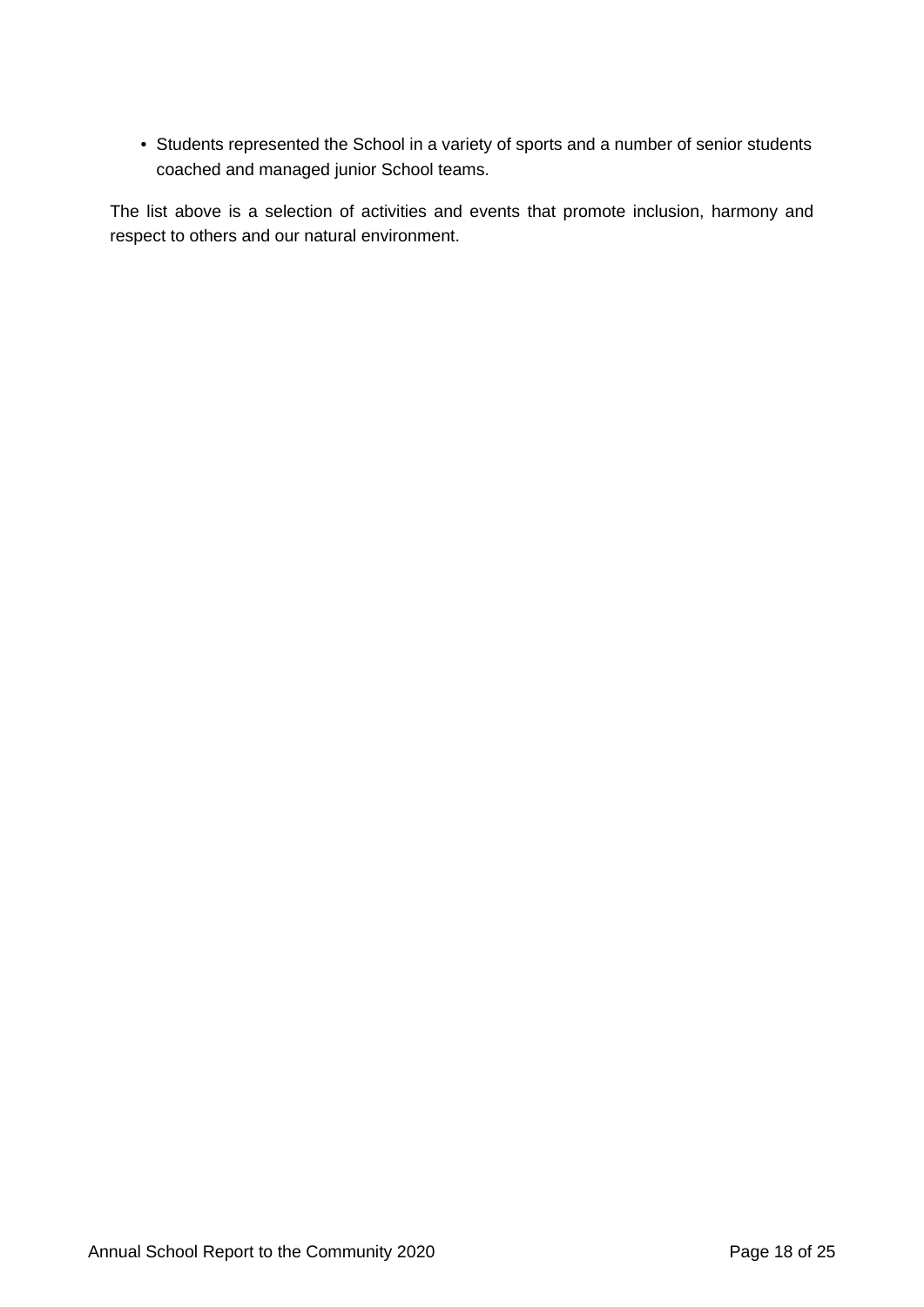- Students represented the School in a variety of sports and a number of senior students coached and managed junior School teams.

The list above is a selection of activities and events that promote inclusion, harmony and respect to others and our natural environment.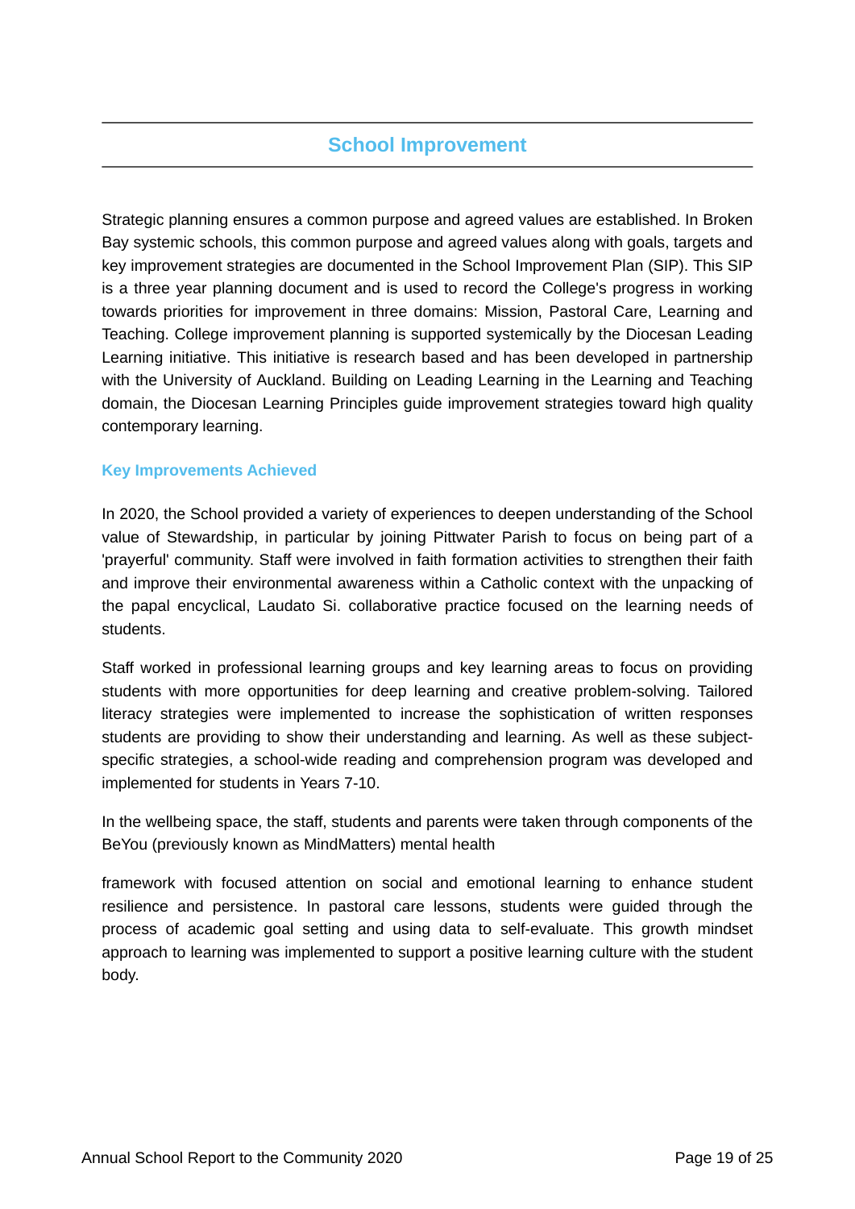## School Improvement

Strategic planning ensures a common purpose and agreed values are established. In Broken Bay systemic schools, this common purpose and agreed values along with goals, targets and key improvement strategies are documented in the School Improvement Plan (SIP). This SIP is a three year planning document and is used to record the College's progress in working towards priorities for improvement in three domains: Mission, Pastoral Care, Learning and Teaching. College improvement planning is supported systemically by the Diocesan Leading Learning initiative. This initiative is research based and has been developed in partnership with the University of Auckland. Building on Leading Learning in the Learning and Teaching domain, the Diocesan Learning Principles guide improvement strategies toward high quality contemporary learning.

### Key Improvements Achieved

In 2020, the School provided a variety of experiences to deepen understanding of the School value of Stewardship, in particular by joining Pittwater Parish to focus on being part of a 'prayerful' community. Staff were involved in faith formation activities to strengthen their faith and improve their environmental awareness within a Catholic context with the unpacking of the papal encyclical, Laudato Si. collaborative practice focused on the learning needs of students.

Staff worked in professional learning groups and key learning areas to focus on providing students with more opportunities for deep learning and creative problem-solving. Tailored literacy strategies were implemented to increase the sophistication of written responses students are providing to show their understanding and learning. As well as these subject-specific strategies, a school-wide reading and comprehension program was developed and implemented for students in Years 7-10.

In the wellbeing space, the staff, students and parents were taken through components of the BeYou (previously known as MindMatters) mental health

framework with focused attention on social and emotional learning to enhance student resilience and persistence. In pastoral care lessons, students were guided through the process of academic goal setting and using data to self-evaluate. This growth mindset approach to learning was implemented to support a positive learning culture with the student body.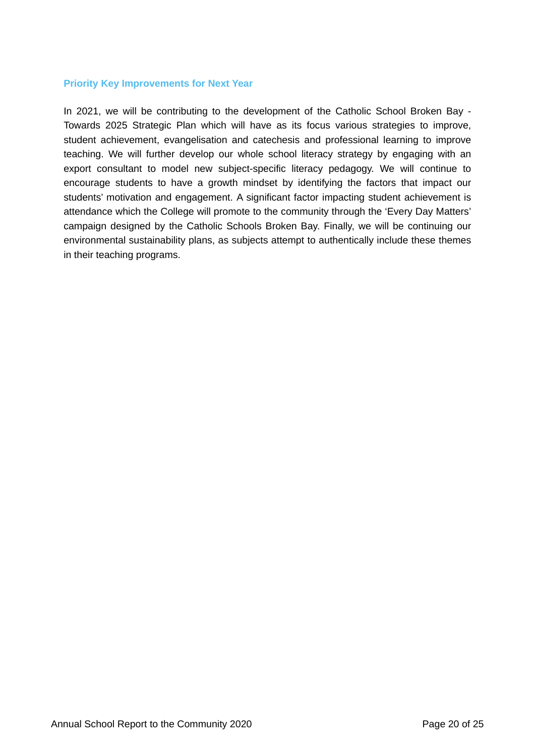### Priority Key Improvements for Next Year

In 2021, we will be contributing to the development of the Catholic School Broken Bay - Towards 2025 Strategic Plan which will have as its focus various strategies to improve, student achievement, evangelisation and catechesis and professional learning to improve teaching. We will further develop our whole school literacy strategy by engaging with an export consultant to model new subject-specific literacy pedagogy. We will continue to encourage students to have a growth mindset by identifying the factors that impact our students' motivation and engagement. A significant factor impacting student achievement is attendance which the College will promote to the community through the 'Every Day Matters' campaign designed by the Catholic Schools Broken Bay. Finally, we will be continuing our environmental sustainability plans, as subjects attempt to authentically include these themes in their teaching programs.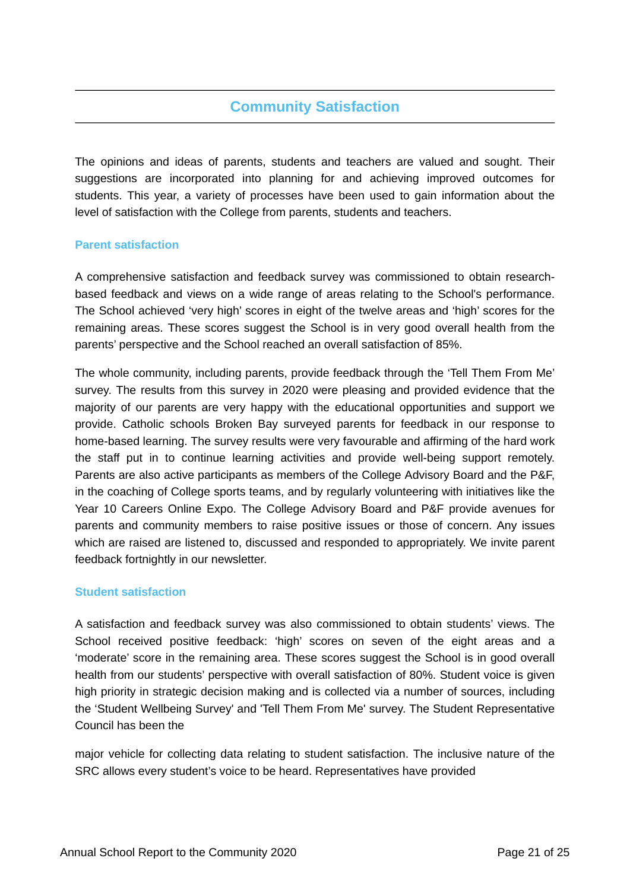## Community Satisfaction

The opinions and ideas of parents, students and teachers are valued and sought. Their suggestions are incorporated into planning for and achieving improved outcomes for students. This year, a variety of processes have been used to gain information about the level of satisfaction with the College from parents, students and teachers.

### Parent satisfaction

A comprehensive satisfaction and feedback survey was commissioned to obtain research-based feedback and views on a wide range of areas relating to the School's performance. The School achieved 'very high' scores in eight of the twelve areas and 'high' scores for the remaining areas. These scores suggest the School is in very good overall health from the parents' perspective and the School reached an overall satisfaction of 85%.

The whole community, including parents, provide feedback through the 'Tell Them From Me' survey. The results from this survey in 2020 were pleasing and provided evidence that the majority of our parents are very happy with the educational opportunities and support we provide. Catholic schools Broken Bay surveyed parents for feedback in our response to home-based learning. The survey results were very favourable and affirming of the hard work the staff put in to continue learning activities and provide well-being support remotely. Parents are also active participants as members of the College Advisory Board and the P&F, in the coaching of College sports teams, and by regularly volunteering with initiatives like the Year 10 Careers Online Expo. The College Advisory Board and P&F provide avenues for parents and community members to raise positive issues or those of concern. Any issues which are raised are listened to, discussed and responded to appropriately. We invite parent feedback fortnightly in our newsletter.

### Student satisfaction

A satisfaction and feedback survey was also commissioned to obtain students' views. The School received positive feedback: 'high' scores on seven of the eight areas and a 'moderate' score in the remaining area. These scores suggest the School is in good overall health from our students' perspective with overall satisfaction of 80%. Student voice is given high priority in strategic decision making and is collected via a number of sources, including the 'Student Wellbeing Survey' and 'Tell Them From Me' survey. The Student Representative Council has been the

major vehicle for collecting data relating to student satisfaction. The inclusive nature of the SRC allows every student's voice to be heard. Representatives have provided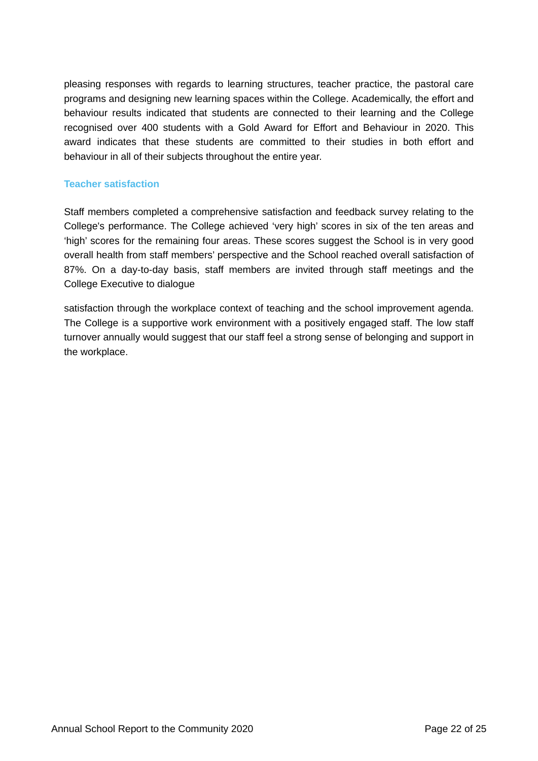pleasing responses with regards to learning structures, teacher practice, the pastoral care programs and designing new learning spaces within the College. Academically, the effort and behaviour results indicated that students are connected to their learning and the College recognised over 400 students with a Gold Award for Effort and Behaviour in 2020. This award indicates that these students are committed to their studies in both effort and behaviour in all of their subjects throughout the entire year.

### Teacher satisfaction

Staff members completed a comprehensive satisfaction and feedback survey relating to the College's performance. The College achieved 'very high' scores in six of the ten areas and 'high' scores for the remaining four areas. These scores suggest the School is in very good overall health from staff members' perspective and the School reached overall satisfaction of 87%. On a day-to-day basis, staff members are invited through staff meetings and the College Executive to dialogue

satisfaction through the workplace context of teaching and the school improvement agenda. The College is a supportive work environment with a positively engaged staff. The low staff turnover annually would suggest that our staff feel a strong sense of belonging and support in the workplace.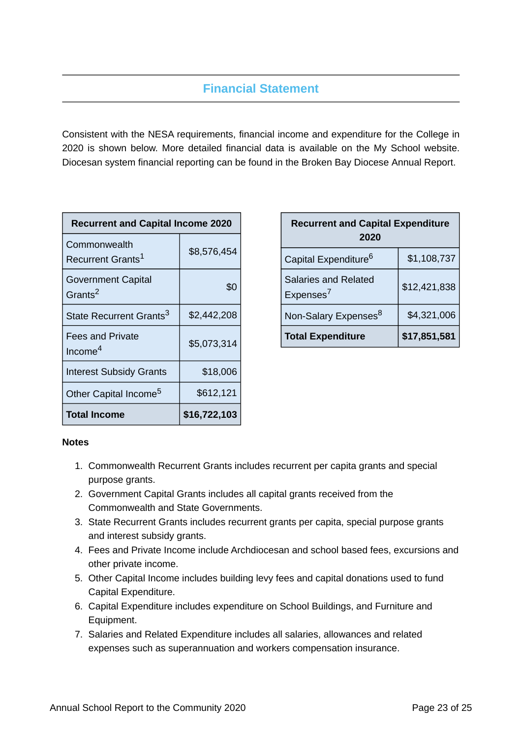## Financial Statement

Consistent with the NESA requirements, financial income and expenditure for the College in 2020 is shown below. More detailed financial data is available on the My School website. Diocesan system financial reporting can be found in the Broken Bay Diocese Annual Report.

| Recurrent and Capital Income 2020 | |
|---|---|
| Commonwealth Recurrent Grants[1] | $8,576,454 |
| Government Capital Grants[2] | $0 |
| State Recurrent Grants[3] | $2,442,208 |
| Fees and Private Income[4] | $5,073,314 |
| Interest Subsidy Grants | $18,006 |
| Other Capital Income[5] | $612,121 |
| **Total Income** | **$16,722,103** |

| Recurrent and Capital Expenditure 2020 | |
|---|---|
| Capital Expenditure[6] | $1,108,737 |
| Salaries and Related Expenses[7] | $12,421,838 |
| Non-Salary Expenses[8] | $4,321,006 |
| **Total Expenditure** | **$17,851,581** |

**Notes**

1. Commonwealth Recurrent Grants includes recurrent per capita grants and special purpose grants.
2. Government Capital Grants includes all capital grants received from the Commonwealth and State Governments.
3. State Recurrent Grants includes recurrent grants per capita, special purpose grants and interest subsidy grants.
4. Fees and Private Income include Archdiocesan and school based fees, excursions and other private income.
5. Other Capital Income includes building levy fees and capital donations used to fund Capital Expenditure.
6. Capital Expenditure includes expenditure on School Buildings, and Furniture and Equipment.
7. Salaries and Related Expenditure includes all salaries, allowances and related expenses such as superannuation and workers compensation insurance.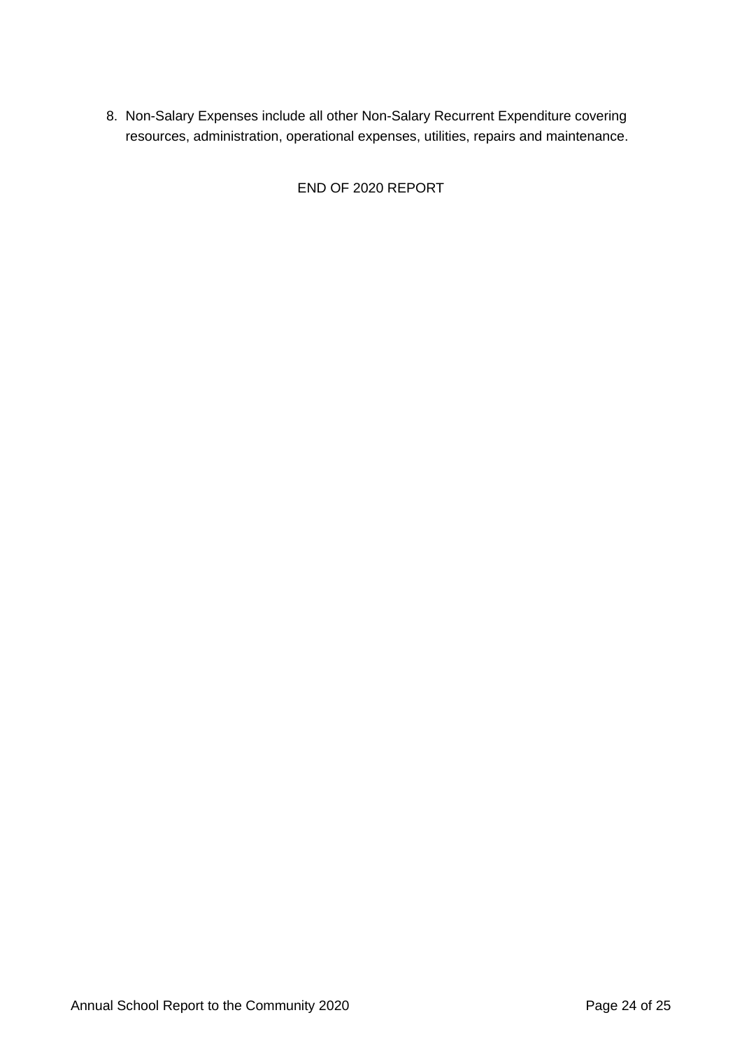8. Non-Salary Expenses include all other Non-Salary Recurrent Expenditure covering resources, administration, operational expenses, utilities, repairs and maintenance.

END OF 2020 REPORT